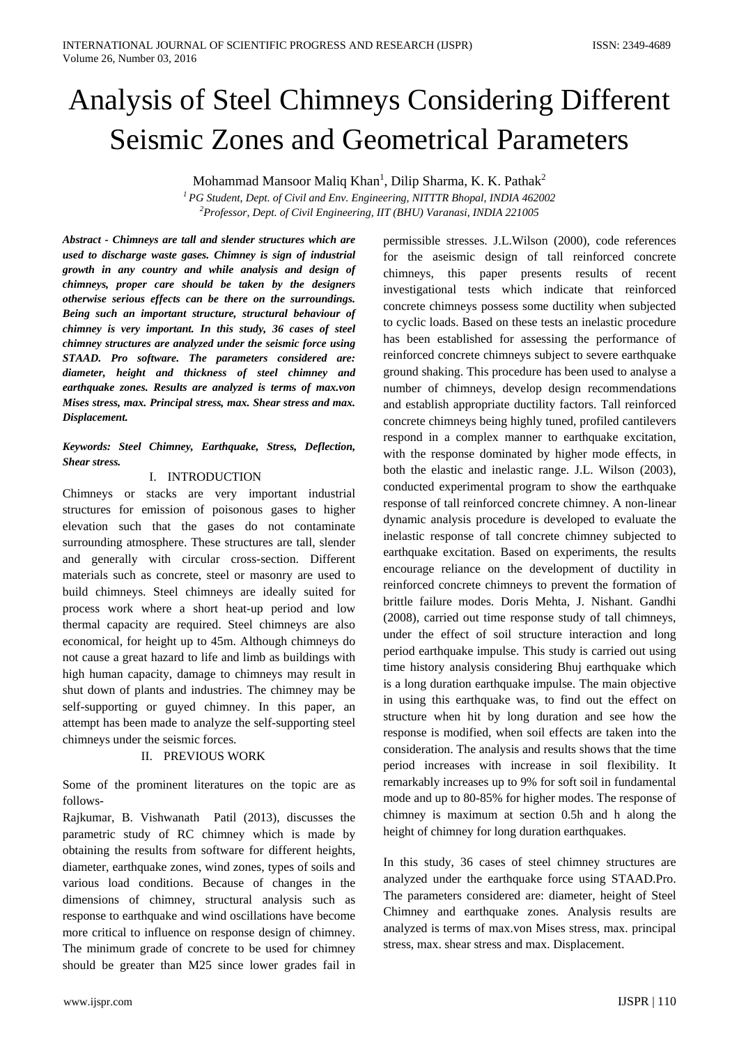# Analysis of Steel Chimneys Considering Different Seismic Zones and Geometrical Parameters

Mohammad Mansoor Maliq Khan[1], Dilip Sharma, K. K. Pathak[2]

[1] PG Student, Dept. of Civil and Env. Engineering, NITTTR Bhopal, INDIA 462002

[2] Professor, Dept. of Civil Engineering, IIT (BHU) Varanasi, INDIA 221005

***Abstract* - Chimneys are tall and slender structures which are used to discharge waste gases. Chimney is sign of industrial growth in any country and while analysis and design of chimneys, proper care should be taken by the designers otherwise serious effects can be there on the surroundings. Being such an important structure, structural behaviour of chimney is very important. In this study, 36 cases of steel chimney structures are analyzed under the seismic force using STAAD. Pro software. The parameters considered are: diameter, height and thickness of steel chimney and earthquake zones. Results are analyzed is terms of max.von Mises stress, max. Principal stress, max. Shear stress and max. Displacement.**

***Keywords: Steel Chimney, Earthquake, Stress, Deflection, Shear stress.***

## I. INTRODUCTION

Chimneys or stacks are very important industrial structures for emission of poisonous gases to higher elevation such that the gases do not contaminate surrounding atmosphere. These structures are tall, slender and generally with circular cross-section. Different materials such as concrete, steel or masonry are used to build chimneys. Steel chimneys are ideally suited for process work where a short heat-up period and low thermal capacity are required. Steel chimneys are also economical, for height up to 45m. Although chimneys do not cause a great hazard to life and limb as buildings with high human capacity, damage to chimneys may result in shut down of plants and industries. The chimney may be self-supporting or guyed chimney. In this paper, an attempt has been made to analyze the self-supporting steel chimneys under the seismic forces.

## II. PREVIOUS WORK

Some of the prominent literatures on the topic are as follows-

Rajkumar, B. Vishwanath Patil (2013), discusses the parametric study of RC chimney which is made by obtaining the results from software for different heights, diameter, earthquake zones, wind zones, types of soils and various load conditions. Because of changes in the dimensions of chimney, structural analysis such as response to earthquake and wind oscillations have become more critical to influence on response design of chimney. The minimum grade of concrete to be used for chimney should be greater than M25 since lower grades fail in permissible stresses. J.L.Wilson (2000), code references for the aseismic design of tall reinforced concrete chimneys, this paper presents results of recent investigational tests which indicate that reinforced concrete chimneys possess some ductility when subjected to cyclic loads. Based on these tests an inelastic procedure has been established for assessing the performance of reinforced concrete chimneys subject to severe earthquake ground shaking. This procedure has been used to analyse a number of chimneys, develop design recommendations and establish appropriate ductility factors. Tall reinforced concrete chimneys being highly tuned, profiled cantilevers respond in a complex manner to earthquake excitation, with the response dominated by higher mode effects, in both the elastic and inelastic range. J.L. Wilson (2003), conducted experimental program to show the earthquake response of tall reinforced concrete chimney. A non-linear dynamic analysis procedure is developed to evaluate the inelastic response of tall concrete chimney subjected to earthquake excitation. Based on experiments, the results encourage reliance on the development of ductility in reinforced concrete chimneys to prevent the formation of brittle failure modes. Doris Mehta, J. Nishant. Gandhi (2008), carried out time response study of tall chimneys, under the effect of soil structure interaction and long period earthquake impulse. This study is carried out using time history analysis considering Bhuj earthquake which is a long duration earthquake impulse. The main objective in using this earthquake was, to find out the effect on structure when hit by long duration and see how the response is modified, when soil effects are taken into the consideration. The analysis and results shows that the time period increases with increase in soil flexibility. It remarkably increases up to 9% for soft soil in fundamental mode and up to 80-85% for higher modes. The response of chimney is maximum at section 0.5h and h along the height of chimney for long duration earthquakes.

In this study, 36 cases of steel chimney structures are analyzed under the earthquake force using STAAD.Pro. The parameters considered are: diameter, height of Steel Chimney and earthquake zones. Analysis results are analyzed is terms of max.von Mises stress, max. principal stress, max. shear stress and max. Displacement.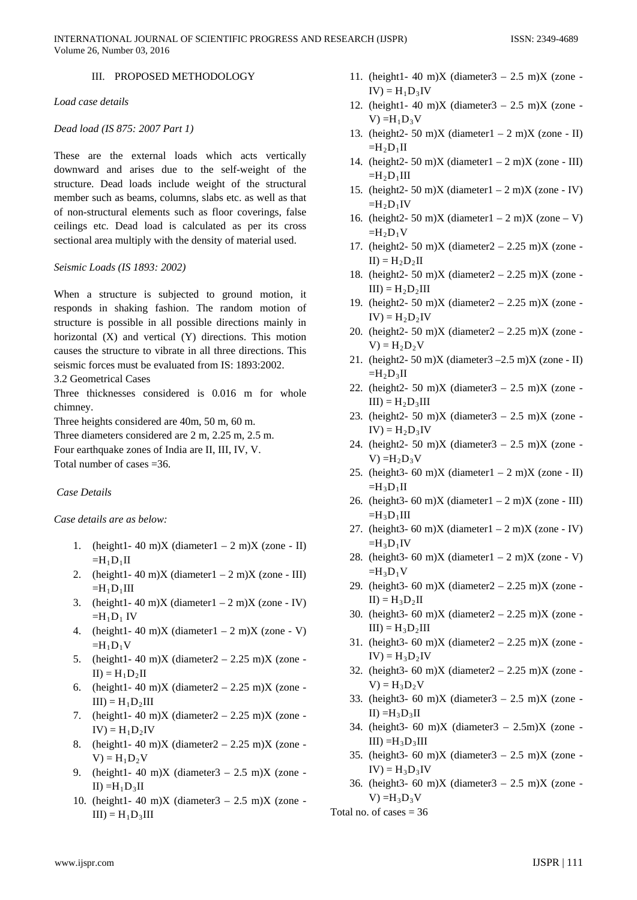## III. PROPOSED METHODOLOGY

*Load case details*

*Dead load (IS 875: 2007 Part 1)*

These are the external loads which acts vertically downward and arises due to the self-weight of the structure. Dead loads include weight of the structural member such as beams, columns, slabs etc. as well as that of non-structural elements such as floor coverings, false ceilings etc. Dead load is calculated as per its cross sectional area multiply with the density of material used.

*Seismic Loads (IS 1893: 2002)*

When a structure is subjected to ground motion, it responds in shaking fashion. The random motion of structure is possible in all possible directions mainly in horizontal (X) and vertical (Y) directions. This motion causes the structure to vibrate in all three directions. This seismic forces must be evaluated from IS: 1893:2002.

3.2 Geometrical Cases

Three thicknesses considered is 0.016 m for whole chimney.

Three heights considered are 40m, 50 m, 60 m.

Three diameters considered are 2 m, 2.25 m, 2.5 m.

Four earthquake zones of India are II, III, IV, V.

Total number of cases =36.

*Case Details*

*Case details are as below:*

1. (height1- 40 m)X (diameter1 – 2 m)X (zone - II) $=H_1D_1$II
2. (height1- 40 m)X (diameter1 – 2 m)X (zone - III) $=H_1D_1$III
3. (height1- 40 m)X (diameter1 – 2 m)X (zone - IV) $=H_1D_1$ IV
4. (height1- 40 m)X (diameter1 – 2 m)X (zone - V) $=H_1D_1$V
5. (height1- 40 m)X (diameter2 – 2.25 m)X (zone - II) = $H_1D_2$II
6. (height1- 40 m)X (diameter2 – 2.25 m)X (zone - III) = $H_1D_2$III
7. (height1- 40 m)X (diameter2 – 2.25 m)X (zone - IV) = $H_1D_2$IV
8. (height1- 40 m)X (diameter2 – 2.25 m)X (zone - V) = $H_1D_2$V
9. (height1- 40 m)X (diameter3 – 2.5 m)X (zone - II) $=H_1D_3$II
10. (height1- 40 m)X (diameter3 – 2.5 m)X (zone - III) = $H_1D_3$III
11. (height1- 40 m)X (diameter3 – 2.5 m)X (zone - IV) = $H_1D_3$IV
12. (height1- 40 m)X (diameter3 – 2.5 m)X (zone - V) $=H_1D_3$V
13. (height2- 50 m)X (diameter1 – 2 m)X (zone - II) $=H_2D_1$II
14. (height2- 50 m)X (diameter1 – 2 m)X (zone - III) $=H_2D_1$III
15. (height2- 50 m)X (diameter1 – 2 m)X (zone - IV) $=H_2D_1$IV
16. (height2- 50 m)X (diameter1 – 2 m)X (zone – V) $=H_2D_1$V
17. (height2- 50 m)X (diameter2 – 2.25 m)X (zone - II) = $H_2D_2$II
18. (height2- 50 m)X (diameter2 – 2.25 m)X (zone - III) = $H_2D_2$III
19. (height2- 50 m)X (diameter2 – 2.25 m)X (zone - IV) = $H_2D_2$IV
20. (height2- 50 m)X (diameter2 – 2.25 m)X (zone - V) = $H_2D_2$V
21. (height2- 50 m)X (diameter3 –2.5 m)X (zone - II) $=H_2D_3$II
22. (height2- 50 m)X (diameter3 – 2.5 m)X (zone - III) = $H_2D_3$III
23. (height2- 50 m)X (diameter3 – 2.5 m)X (zone - IV) = $H_2D_3$IV
24. (height2- 50 m)X (diameter3 – 2.5 m)X (zone - V) $=H_2D_3$V
25. (height3- 60 m)X (diameter1 – 2 m)X (zone - II) $=H_3D_1$II
26. (height3- 60 m)X (diameter1 – 2 m)X (zone - III) $=H_3D_1$III
27. (height3- 60 m)X (diameter1 – 2 m)X (zone - IV) $=H_3D_1$IV
28. (height3- 60 m)X (diameter1 – 2 m)X (zone - V) $=H_3D_1$V
29. (height3- 60 m)X (diameter2 – 2.25 m)X (zone - II) = $H_3D_2$II
30. (height3- 60 m)X (diameter2 – 2.25 m)X (zone - III) = $H_3D_2$III
31. (height3- 60 m)X (diameter2 – 2.25 m)X (zone - IV) = $H_3D_2$IV
32. (height3- 60 m)X (diameter2 – 2.25 m)X (zone - V) = $H_3D_2$V
33. (height3- 60 m)X (diameter3 – 2.5 m)X (zone - II) $=H_3D_3$II
34. (height3- 60 m)X (diameter3 – 2.5m)X (zone - III) $=H_3D_3$III
35. (height3- 60 m)X (diameter3 – 2.5 m)X (zone - IV) = $H_3D_3$IV
36. (height3- 60 m)X (diameter3 – 2.5 m)X (zone - V) $=H_3D_3$V

Total no. of cases = 36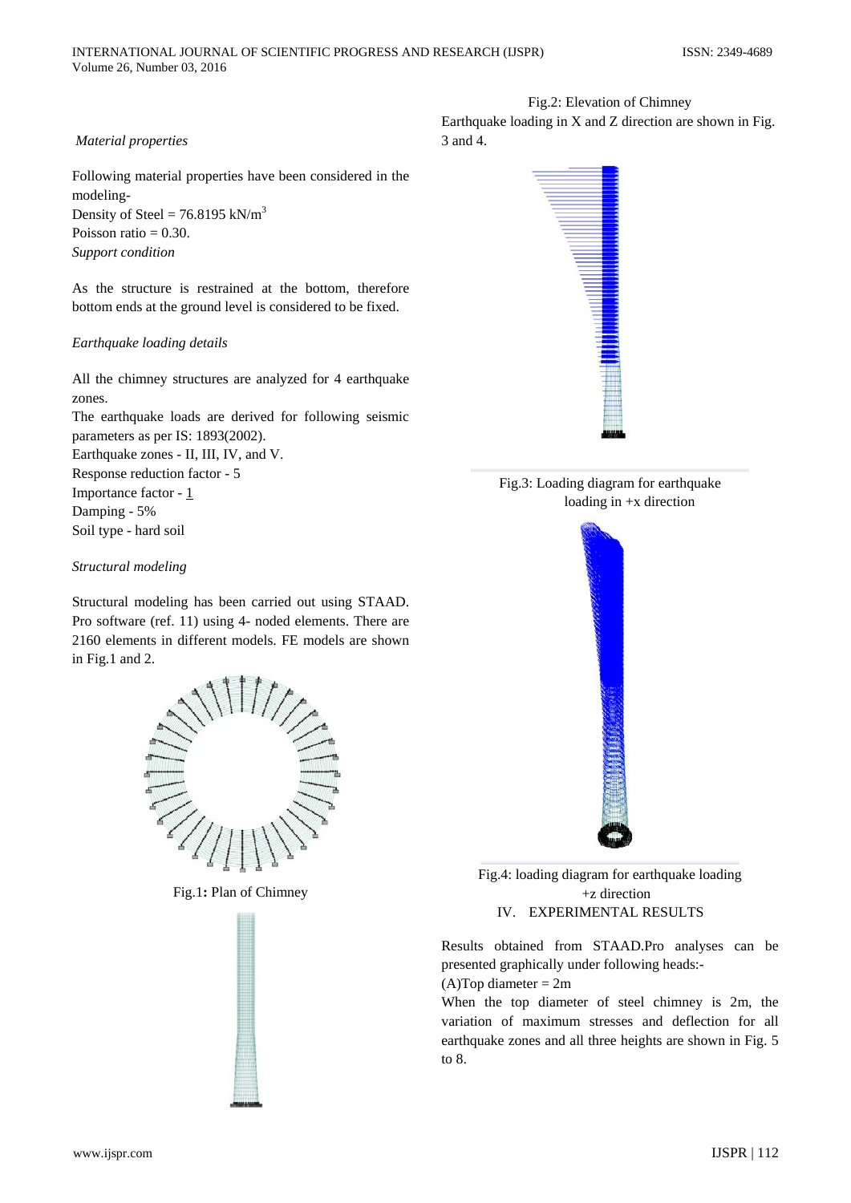*Material properties*

Following material properties have been considered in the modeling-

Density of Steel = 76.8195 kN/$m^3$

Poisson ratio = 0.30.

*Support condition*

As the structure is restrained at the bottom, therefore bottom ends at the ground level is considered to be fixed.

*Earthquake loading details*

All the chimney structures are analyzed for 4 earthquake zones.

The earthquake loads are derived for following seismic parameters as per IS: 1893(2002).

Earthquake zones - II, III, IV, and V.

Response reduction factor - 5

Importance factor - 1

Damping - 5%

Soil type - hard soil

*Structural modeling*

Structural modeling has been carried out using STAAD. Pro software (ref. 11) using 4- noded elements. There are 2160 elements in different models. FE models are shown in Fig.1 and 2.

Fig.1**:** Plan of Chimney

Fig.2: Elevation of Chimney

Earthquake loading in X and Z direction are shown in Fig. 3 and 4.

Fig.3: Loading diagram for earthquake loading in +x direction

Fig.4: loading diagram for earthquake loading +z direction

## IV. EXPERIMENTAL RESULTS

Results obtained from STAAD.Pro analyses can be presented graphically under following heads:-

(A)Top diameter = 2m

When the top diameter of steel chimney is 2m, the variation of maximum stresses and deflection for all earthquake zones and all three heights are shown in Fig. 5 to 8.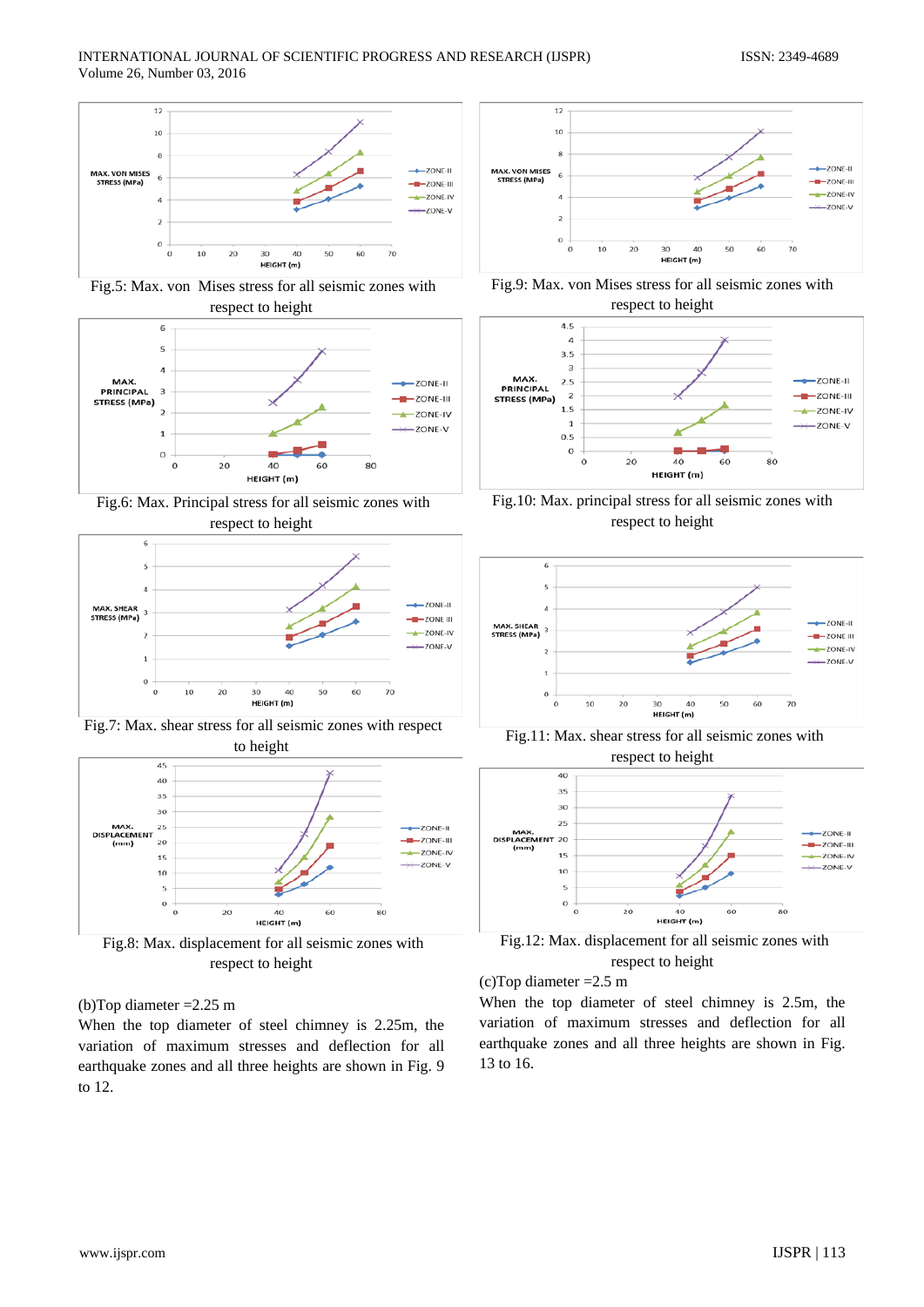Fig.5: Max. von Mises stress for all seismic zones with respect to height

Fig.6: Max. Principal stress for all seismic zones with respect to height

Fig.7: Max. shear stress for all seismic zones with respect to height

Fig.8: Max. displacement for all seismic zones with respect to height

(b)Top diameter =2.25 m

When the top diameter of steel chimney is 2.25m, the variation of maximum stresses and deflection for all earthquake zones and all three heights are shown in Fig. 9 to 12.

Fig.9: Max. von Mises stress for all seismic zones with respect to height

Fig.10: Max. principal stress for all seismic zones with respect to height

Fig.11: Max. shear stress for all seismic zones with respect to height

Fig.12: Max. displacement for all seismic zones with respect to height

(c)Top diameter =2.5 m

When the top diameter of steel chimney is 2.5m, the variation of maximum stresses and deflection for all earthquake zones and all three heights are shown in Fig. 13 to 16.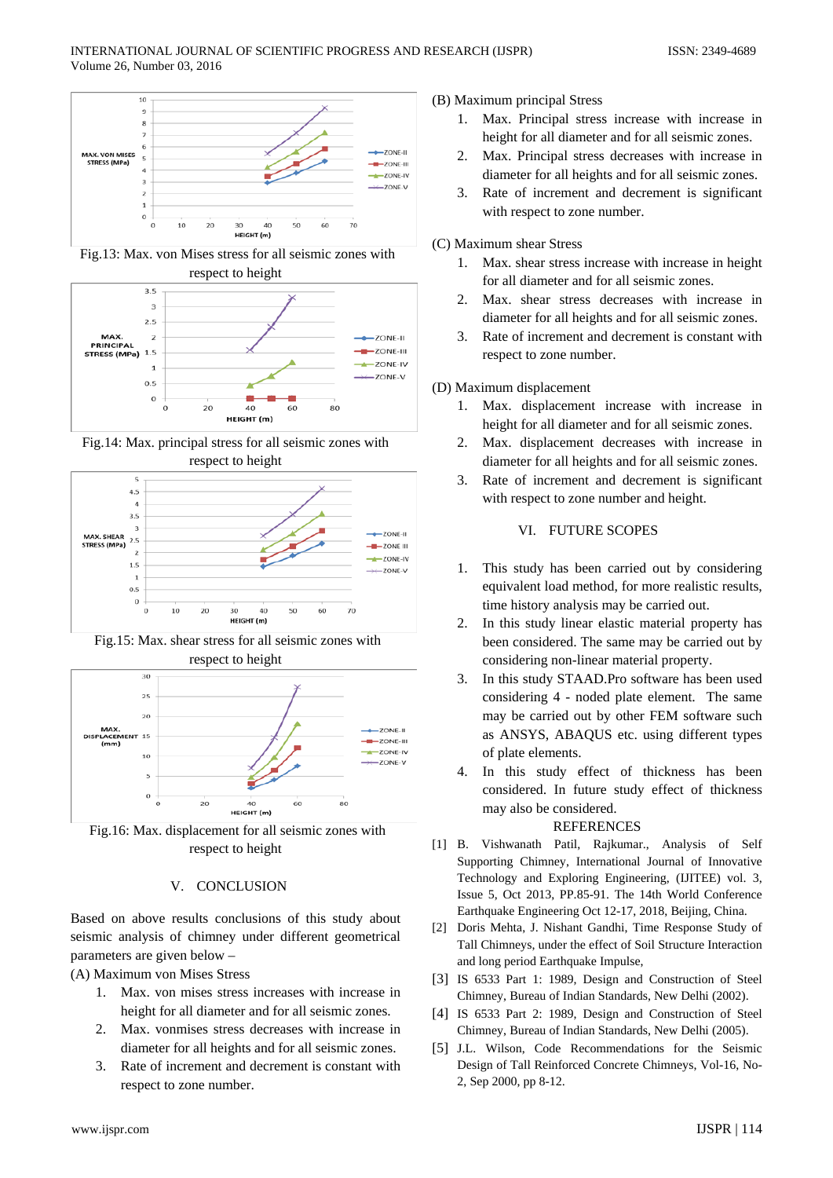Fig.13: Max. von Mises stress for all seismic zones with respect to height

Fig.14: Max. principal stress for all seismic zones with respect to height

Fig.15: Max. shear stress for all seismic zones with respect to height

Fig.16: Max. displacement for all seismic zones with respect to height

## V. CONCLUSION

Based on above results conclusions of this study about seismic analysis of chimney under different geometrical parameters are given below –

(A) Maximum von Mises Stress

1. Max. von mises stress increases with increase in height for all diameter and for all seismic zones.
2. Max. vonmises stress decreases with increase in diameter for all heights and for all seismic zones.
3. Rate of increment and decrement is constant with respect to zone number.

(B) Maximum principal Stress

1. Max. Principal stress increase with increase in height for all diameter and for all seismic zones.
2. Max. Principal stress decreases with increase in diameter for all heights and for all seismic zones.
3. Rate of increment and decrement is significant with respect to zone number.

(C) Maximum shear Stress

1. Max. shear stress increase with increase in height for all diameter and for all seismic zones.
2. Max. shear stress decreases with increase in diameter for all heights and for all seismic zones.
3. Rate of increment and decrement is constant with respect to zone number.

(D) Maximum displacement

1. Max. displacement increase with increase in height for all diameter and for all seismic zones.
2. Max. displacement decreases with increase in diameter for all heights and for all seismic zones.
3. Rate of increment and decrement is significant with respect to zone number and height.

## VI. FUTURE SCOPES

1. This study has been carried out by considering equivalent load method, for more realistic results, time history analysis may be carried out.
2. In this study linear elastic material property has been considered. The same may be carried out by considering non-linear material property.
3. In this study STAAD.Pro software has been used considering 4 - noded plate element. The same may be carried out by other FEM software such as ANSYS, ABAQUS etc. using different types of plate elements.
4. In this study effect of thickness has been considered. In future study effect of thickness may also be considered.

## REFERENCES

[1] B. Vishwanath Patil, Rajkumar., Analysis of Self Supporting Chimney, International Journal of Innovative Technology and Exploring Engineering, (IJITEE) vol. 3, Issue 5, Oct 2013, PP.85-91. The 14th World Conference Earthquake Engineering Oct 12-17, 2018, Beijing, China.

[2] Doris Mehta, J. Nishant Gandhi, Time Response Study of Tall Chimneys, under the effect of Soil Structure Interaction and long period Earthquake Impulse,

[3] IS 6533 Part 1: 1989, Design and Construction of Steel Chimney, Bureau of Indian Standards, New Delhi (2002).

[4] IS 6533 Part 2: 1989, Design and Construction of Steel Chimney, Bureau of Indian Standards, New Delhi (2005).

[5] J.L. Wilson, Code Recommendations for the Seismic Design of Tall Reinforced Concrete Chimneys, Vol-16, No-2, Sep 2000, pp 8-12.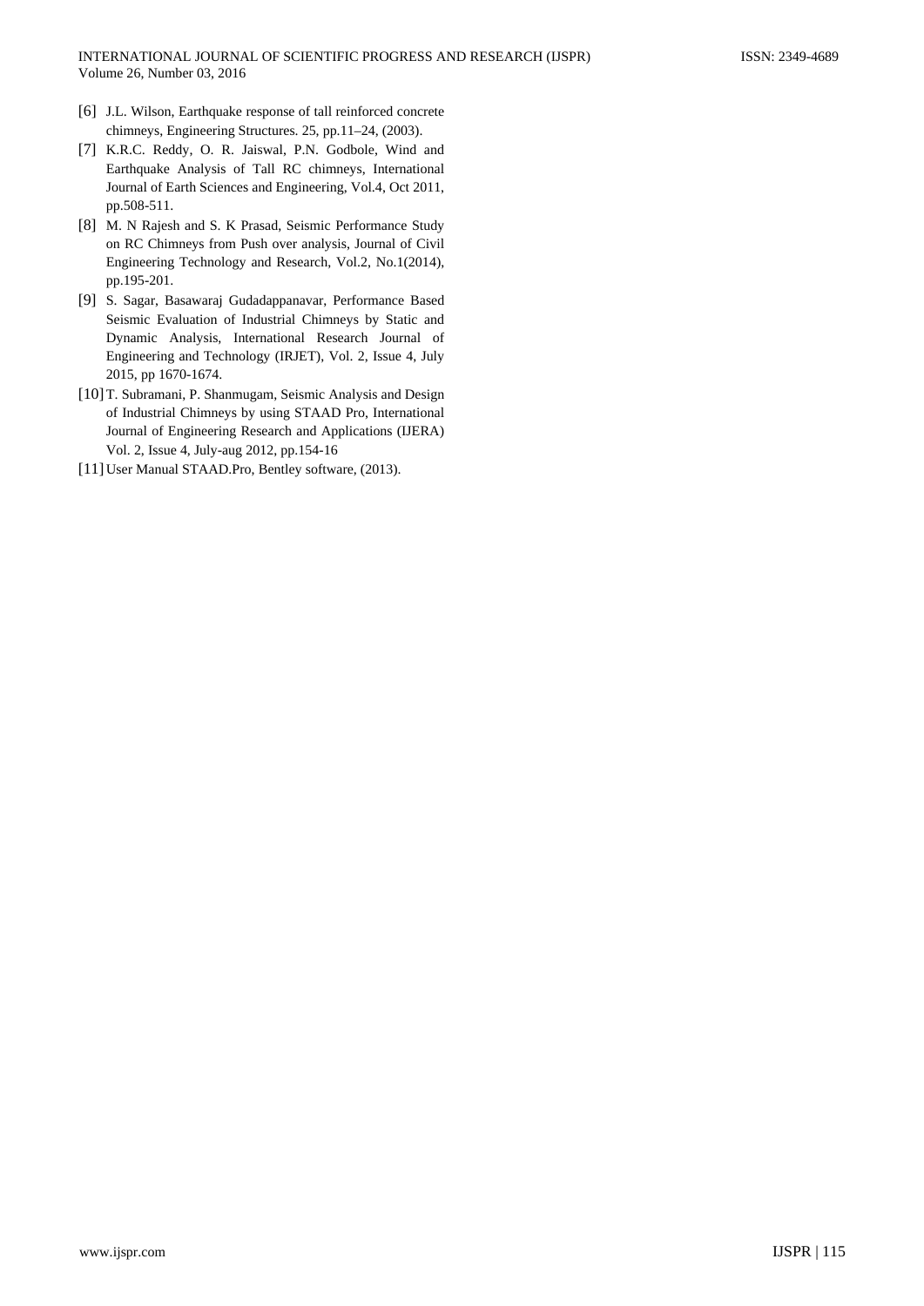[6] J.L. Wilson, Earthquake response of tall reinforced concrete chimneys, Engineering Structures. 25, pp.11–24, (2003).

[7] K.R.C. Reddy, O. R. Jaiswal, P.N. Godbole, Wind and Earthquake Analysis of Tall RC chimneys, International Journal of Earth Sciences and Engineering, Vol.4, Oct 2011, pp.508-511.

[8] M. N Rajesh and S. K Prasad, Seismic Performance Study on RC Chimneys from Push over analysis, Journal of Civil Engineering Technology and Research, Vol.2, No.1(2014), pp.195-201.

[9] S. Sagar, Basawaraj Gudadappanavar, Performance Based Seismic Evaluation of Industrial Chimneys by Static and Dynamic Analysis, International Research Journal of Engineering and Technology (IRJET), Vol. 2, Issue 4, July 2015, pp 1670-1674.

[10] T. Subramani, P. Shanmugam, Seismic Analysis and Design of Industrial Chimneys by using STAAD Pro, International Journal of Engineering Research and Applications (IJERA) Vol. 2, Issue 4, July-aug 2012, pp.154-16

[11] User Manual STAAD.Pro, Bentley software, (2013).